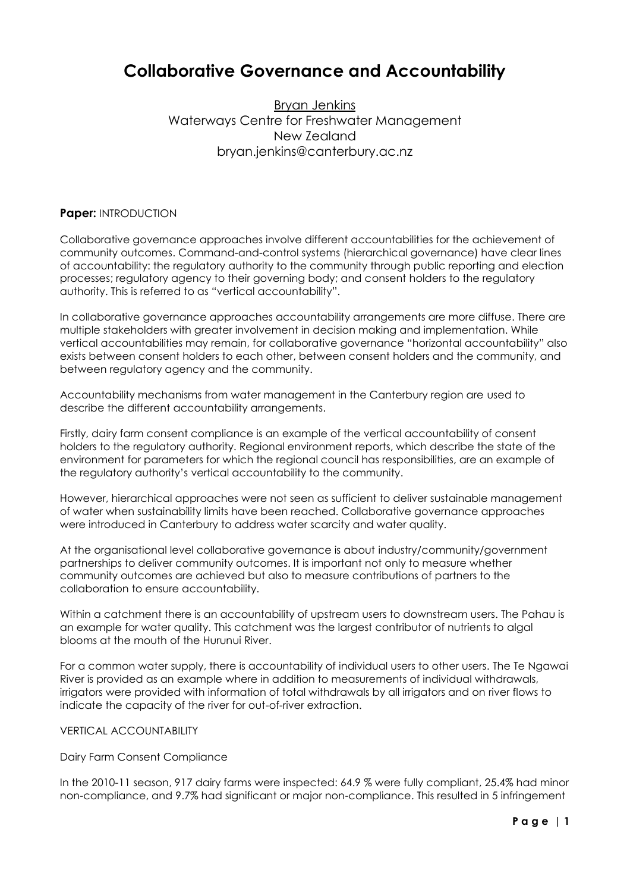# Collaborative Governance and Accountability

Bryan Jenkins
Waterways Centre for Freshwater Management
New Zealand
bryan.jenkins@canterbury.ac.nz

**Paper:** INTRODUCTION

Collaborative governance approaches involve different accountabilities for the achievement of community outcomes. Command-and-control systems (hierarchical governance) have clear lines of accountability: the regulatory authority to the community through public reporting and election processes; regulatory agency to their governing body; and consent holders to the regulatory authority. This is referred to as "vertical accountability".

In collaborative governance approaches accountability arrangements are more diffuse. There are multiple stakeholders with greater involvement in decision making and implementation. While vertical accountabilities may remain, for collaborative governance "horizontal accountability" also exists between consent holders to each other, between consent holders and the community, and between regulatory agency and the community.

Accountability mechanisms from water management in the Canterbury region are used to describe the different accountability arrangements.

Firstly, dairy farm consent compliance is an example of the vertical accountability of consent holders to the regulatory authority. Regional environment reports, which describe the state of the environment for parameters for which the regional council has responsibilities, are an example of the regulatory authority's vertical accountability to the community.

However, hierarchical approaches were not seen as sufficient to deliver sustainable management of water when sustainability limits have been reached. Collaborative governance approaches were introduced in Canterbury to address water scarcity and water quality.

At the organisational level collaborative governance is about industry/community/government partnerships to deliver community outcomes. It is important not only to measure whether community outcomes are achieved but also to measure contributions of partners to the collaboration to ensure accountability.

Within a catchment there is an accountability of upstream users to downstream users. The Pahau is an example for water quality. This catchment was the largest contributor of nutrients to algal blooms at the mouth of the Hurunui River.

For a common water supply, there is accountability of individual users to other users. The Te Ngawai River is provided as an example where in addition to measurements of individual withdrawals, irrigators were provided with information of total withdrawals by all irrigators and on river flows to indicate the capacity of the river for out-of-river extraction.

VERTICAL ACCOUNTABILITY

Dairy Farm Consent Compliance

In the 2010-11 season, 917 dairy farms were inspected: 64.9 % were fully compliant, 25.4% had minor non-compliance, and 9.7% had significant or major non-compliance. This resulted in 5 infringement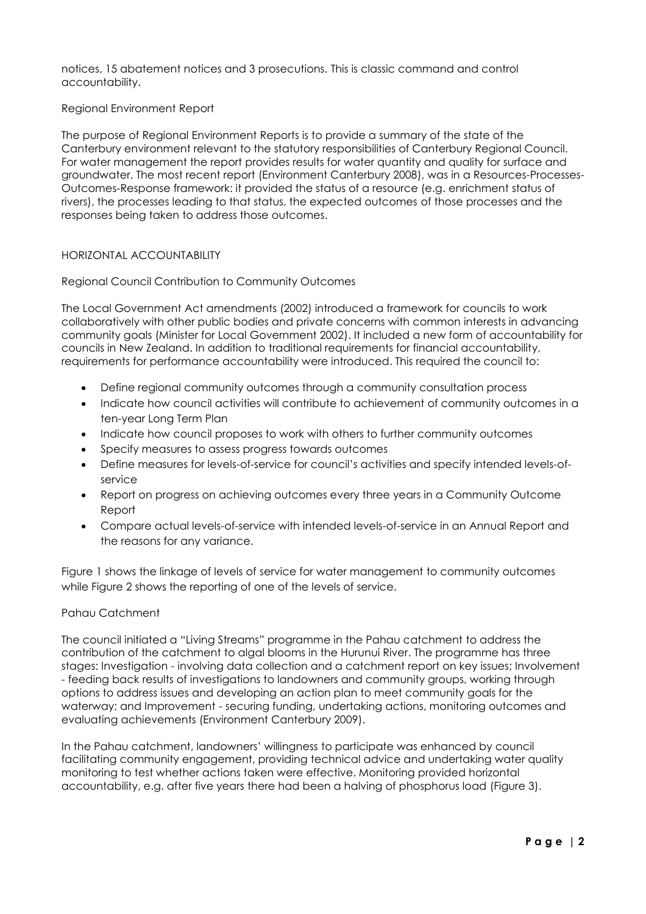notices, 15 abatement notices and 3 prosecutions. This is classic command and control accountability.

### Regional Environment Report

The purpose of Regional Environment Reports is to provide a summary of the state of the Canterbury environment relevant to the statutory responsibilities of Canterbury Regional Council. For water management the report provides results for water quantity and quality for surface and groundwater. The most recent report (Environment Canterbury 2008), was in a Resources-Processes-Outcomes-Response framework: it provided the status of a resource (e.g. enrichment status of rivers), the processes leading to that status, the expected outcomes of those processes and the responses being taken to address those outcomes.

## HORIZONTAL ACCOUNTABILITY

### Regional Council Contribution to Community Outcomes

The Local Government Act amendments (2002) introduced a framework for councils to work collaboratively with other public bodies and private concerns with common interests in advancing community goals (Minister for Local Government 2002). It included a new form of accountability for councils in New Zealand. In addition to traditional requirements for financial accountability, requirements for performance accountability were introduced. This required the council to:

- Define regional community outcomes through a community consultation process
- Indicate how council activities will contribute to achievement of community outcomes in a ten-year Long Term Plan
- Indicate how council proposes to work with others to further community outcomes
- Specify measures to assess progress towards outcomes
- Define measures for levels-of-service for council's activities and specify intended levels-of-service
- Report on progress on achieving outcomes every three years in a Community Outcome Report
- Compare actual levels-of-service with intended levels-of-service in an Annual Report and the reasons for any variance.

Figure 1 shows the linkage of levels of service for water management to community outcomes while Figure 2 shows the reporting of one of the levels of service.

### Pahau Catchment

The council initiated a "Living Streams" programme in the Pahau catchment to address the contribution of the catchment to algal blooms in the Hurunui River. The programme has three stages: Investigation - involving data collection and a catchment report on key issues; Involvement - feeding back results of investigations to landowners and community groups, working through options to address issues and developing an action plan to meet community goals for the waterway; and Improvement - securing funding, undertaking actions, monitoring outcomes and evaluating achievements (Environment Canterbury 2009).

In the Pahau catchment, landowners' willingness to participate was enhanced by council facilitating community engagement, providing technical advice and undertaking water quality monitoring to test whether actions taken were effective. Monitoring provided horizontal accountability, e.g. after five years there had been a halving of phosphorus load (Figure 3).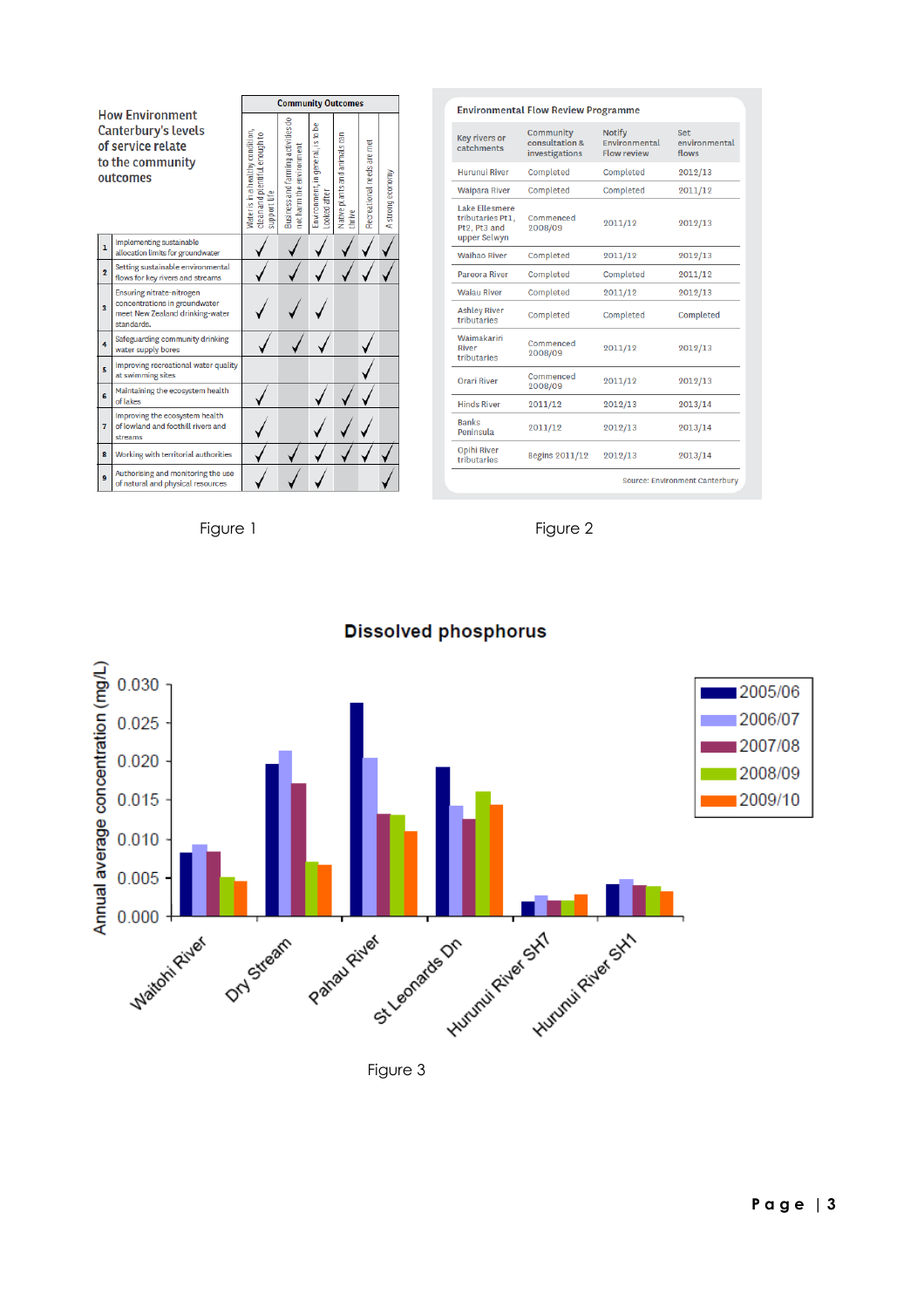**How Environment Canterbury's levels of service relate to the community outcomes**

| # | Level of service | Water is in a healthy condition, clean and plentiful enough to support life | Business and farming activities do not harm the environment | Environment, in general, is to be looked after | Native plants and animals can thrive | Recreational needs are met | A strong economy |
|---|---|---|---|---|---|---|---|
| | | **Community Outcomes** | | | | | |
| 1 | Implementing sustainable allocation limits for groundwater | ✓ | ✓ | ✓ | ✓ | ✓ | ✓ |
| 2 | Setting sustainable environmental flows for key rivers and streams | ✓ | ✓ | ✓ | ✓ | ✓ | ✓ |
| 3 | Ensuring nitrate-nitrogen concentrations in groundwater meet New Zealand drinking-water standards. | ✓ | ✓ | ✓ | | | |
| 4 | Safeguarding community drinking water supply bores | ✓ | ✓ | ✓ | | ✓ | |
| 5 | Improving recreational water quality at swimming sites | | | | | ✓ | |
| 6 | Maintaining the ecosystem health of lakes | ✓ | | ✓ | ✓ | ✓ | |
| 7 | Improving the ecosystem health of lowland and foothill rivers and streams | ✓ | | ✓ | ✓ | ✓ | |
| 8 | Working with territorial authorities | ✓ | ✓ | ✓ | ✓ | ✓ | ✓ |
| 9 | Authorising and monitoring the use of natural and physical resources | ✓ | ✓ | ✓ | | | ✓ |

Figure 1

**Environmental Flow Review Programme**

| Key rivers or catchments | Community consultation & investigations | Notify Environmental Flow review | Set environmental flows |
|---|---|---|---|
| Hurunui River | Completed | Completed | 2012/13 |
| Waipara River | Completed | Completed | 2011/12 |
| Lake Ellesmere tributaries Pt1, Pt2, Pt3 and upper Selwyn | Commenced 2008/09 | 2011/12 | 2012/13 |
| Waihao River | Completed | 2011/12 | 2012/13 |
| Pareora River | Completed | Completed | 2011/12 |
| Waiau River | Completed | 2011/12 | 2012/13 |
| Ashley River tributaries | Completed | Completed | Completed |
| Waimakariri River tributaries | Commenced 2008/09 | 2011/12 | 2012/13 |
| Orari River | Commenced 2008/09 | 2011/12 | 2012/13 |
| Hinds River | 2011/12 | 2012/13 | 2013/14 |
| Banks Peninsula | 2011/12 | 2012/13 | 2013/14 |
| Opihi River tributaries | Begins 2011/12 | 2012/13 | 2013/14 |

Source: Environment Canterbury

Figure 2

**Dissolved phosphorus**

Figure 3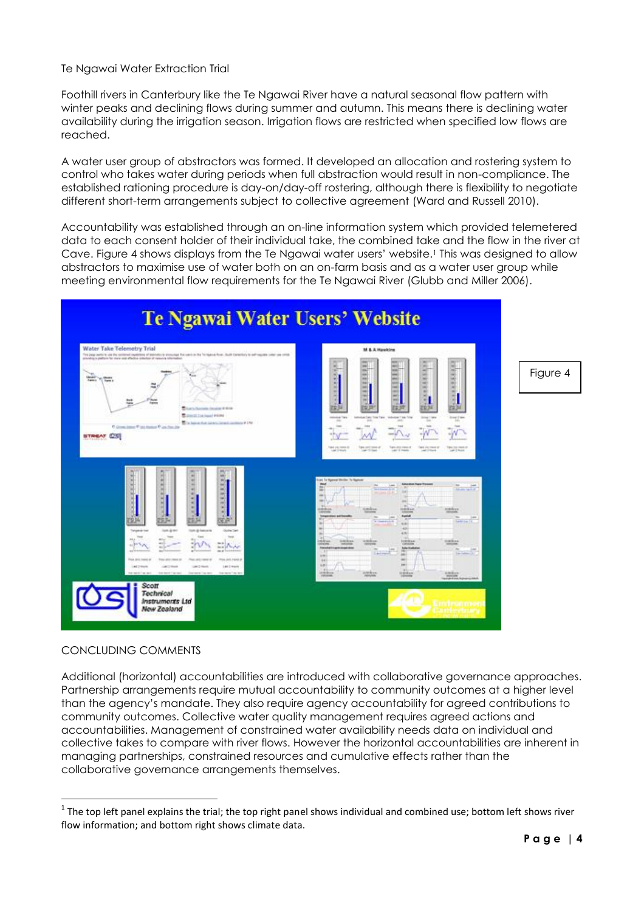Te Ngawai Water Extraction Trial

Foothill rivers in Canterbury like the Te Ngawai River have a natural seasonal flow pattern with winter peaks and declining flows during summer and autumn. This means there is declining water availability during the irrigation season. Irrigation flows are restricted when specified low flows are reached.

A water user group of abstractors was formed. It developed an allocation and rostering system to control who takes water during periods when full abstraction would result in non-compliance. The established rationing procedure is day-on/day-off rostering, although there is flexibility to negotiate different short-term arrangements subject to collective agreement (Ward and Russell 2010).

Accountability was established through an on-line information system which provided telemetered data to each consent holder of their individual take, the combined take and the flow in the river at Cave. Figure 4 shows displays from the Te Ngawai water users' website.[1] This was designed to allow abstractors to maximise use of water both on an on-farm basis and as a water user group while meeting environmental flow requirements for the Te Ngawai River (Glubb and Miller 2006).

Figure 4

## CONCLUDING COMMENTS

Additional (horizontal) accountabilities are introduced with collaborative governance approaches. Partnership arrangements require mutual accountability to community outcomes at a higher level than the agency's mandate. They also require agency accountability for agreed contributions to community outcomes. Collective water quality management requires agreed actions and accountabilities. Management of constrained water availability needs data on individual and collective takes to compare with river flows. However the horizontal accountabilities are inherent in managing partnerships, constrained resources and cumulative effects rather than the collaborative governance arrangements themselves.

[1] The top left panel explains the trial; the top right panel shows individual and combined use; bottom left shows river flow information; and bottom right shows climate data.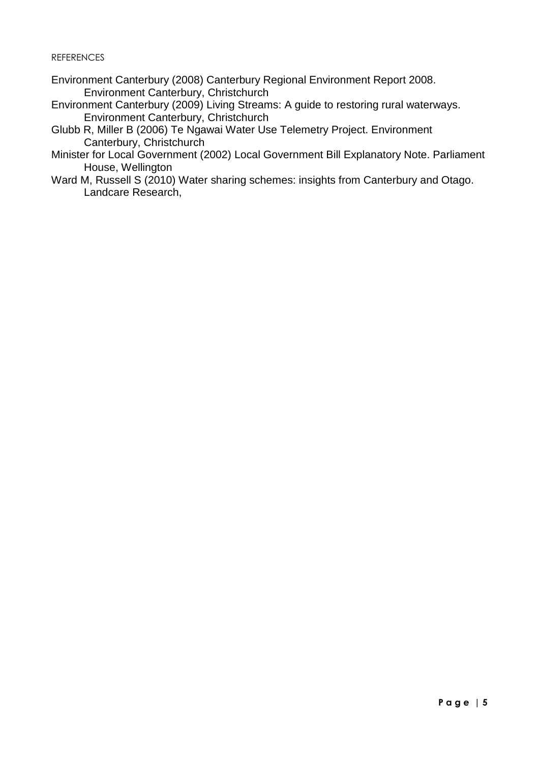REFERENCES

Environment Canterbury (2008) Canterbury Regional Environment Report 2008. Environment Canterbury, Christchurch

Environment Canterbury (2009) Living Streams: A guide to restoring rural waterways. Environment Canterbury, Christchurch

Glubb R, Miller B (2006) Te Ngawai Water Use Telemetry Project. Environment Canterbury, Christchurch

Minister for Local Government (2002) Local Government Bill Explanatory Note. Parliament House, Wellington

Ward M, Russell S (2010) Water sharing schemes: insights from Canterbury and Otago. Landcare Research,